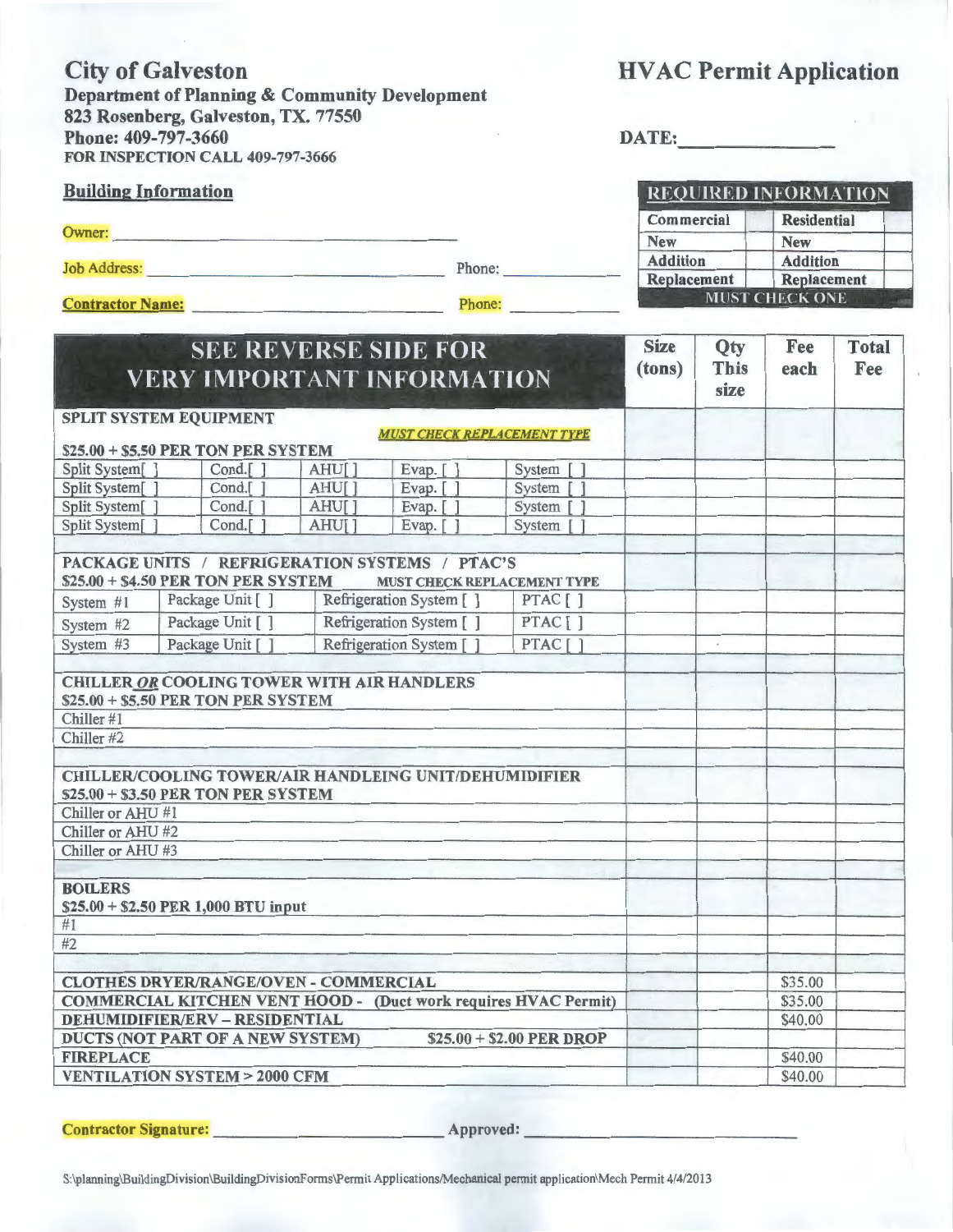# City of Galveston

**Department of Planning & Community Development**
**823 Rosenberg, Galveston, TX. 77550**
**Phone: 409-797-3660**
**FOR INSPECTION CALL 409-797-3666**

# HVAC Permit Application

**DATE:** _______________

## Building Information

Owner: ________________________________________

Job Address: ________________________________________ Phone: _______________

**Contractor Name:** ________________________________________ **Phone:** _______________

| REQUIRED INFORMATION | | | |
|---|---|---|---|
| Commercial | | Residential | |
| New | | New | |
| Addition | | Addition | |
| Replacement | | Replacement | |
| MUST CHECK ONE | | | |

| SEE REVERSE SIDE FOR VERY IMPORTANT INFORMATION | | | | | Size (tons) | Qty This size | Fee each | Total Fee |
|---|---|---|---|---|---|---|---|---|
| **SPLIT SYSTEM EQUIPMENT** ***MUST CHECK REPLACEMENT TYPE*** **$25.00 + $5.50 PER TON PER SYSTEM** | | | | | | | | |
| Split System[ ] | Cond.[ ] | AHU[ ] | Evap. [ ] | System [ ] | | | | |
| Split System[ ] | Cond.[ ] | AHU[ ] | Evap. [ ] | System [ ] | | | | |
| Split System[ ] | Cond.[ ] | AHU[ ] | Evap. [ ] | System [ ] | | | | |
| Split System[ ] | Cond.[ ] | AHU[ ] | Evap. [ ] | System [ ] | | | | |
| **PACKAGE UNITS / REFRIGERATION SYSTEMS / PTAC'S** **$25.00 + $4.50 PER TON PER SYSTEM** **MUST CHECK REPLACEMENT TYPE** | | | | | | | | |
| System #1 | Package Unit [ ] | Refrigeration System [ ] | PTAC [ ] | | | | | |
| System #2 | Package Unit [ ] | Refrigeration System [ ] | PTAC [ ] | | | | | |
| System #3 | Package Unit [ ] | Refrigeration System [ ] | PTAC [ ] | | | | | |
| **CHILLER *OR* COOLING TOWER WITH AIR HANDLERS** **$25.00 + $5.50 PER TON PER SYSTEM** | | | | | | | | |
| Chiller #1 | | | | | | | | |
| Chiller #2 | | | | | | | | |
| **CHILLER/COOLING TOWER/AIR HANDLEING UNIT/DEHUMIDIFIER** **$25.00 + $3.50 PER TON PER SYSTEM** | | | | | | | | |
| Chiller or AHU #1 | | | | | | | | |
| Chiller or AHU #2 | | | | | | | | |
| Chiller or AHU #3 | | | | | | | | |
| **BOILERS** **$25.00 + $2.50 PER 1,000 BTU input** | | | | | | | | |
| #1 | | | | | | | | |
| #2 | | | | | | | | |
| **CLOTHES DRYER/RANGE/OVEN - COMMERCIAL** | | | | | | | $35.00 | |
| **COMMERCIAL KITCHEN VENT HOOD - (Duct work requires HVAC Permit)** | | | | | | | $35.00 | |
| **DEHUMIDIFIER/ERV – RESIDENTIAL** | | | | | | | $40.00 | |
| **DUCTS (NOT PART OF A NEW SYSTEM) $25.00 + $2.00 PER DROP** | | | | | | | | |
| **FIREPLACE** | | | | | | | $40.00 | |
| **VENTILATION SYSTEM > 2000 CFM** | | | | | | | $40.00 | |

**Contractor Signature:** ______________________________ **Approved:** ______________________________

S:\planning\BuildingDivision\BuildingDivisionForms\Permit Applications/Mechanical permit application\Mech Permit 4/4/2013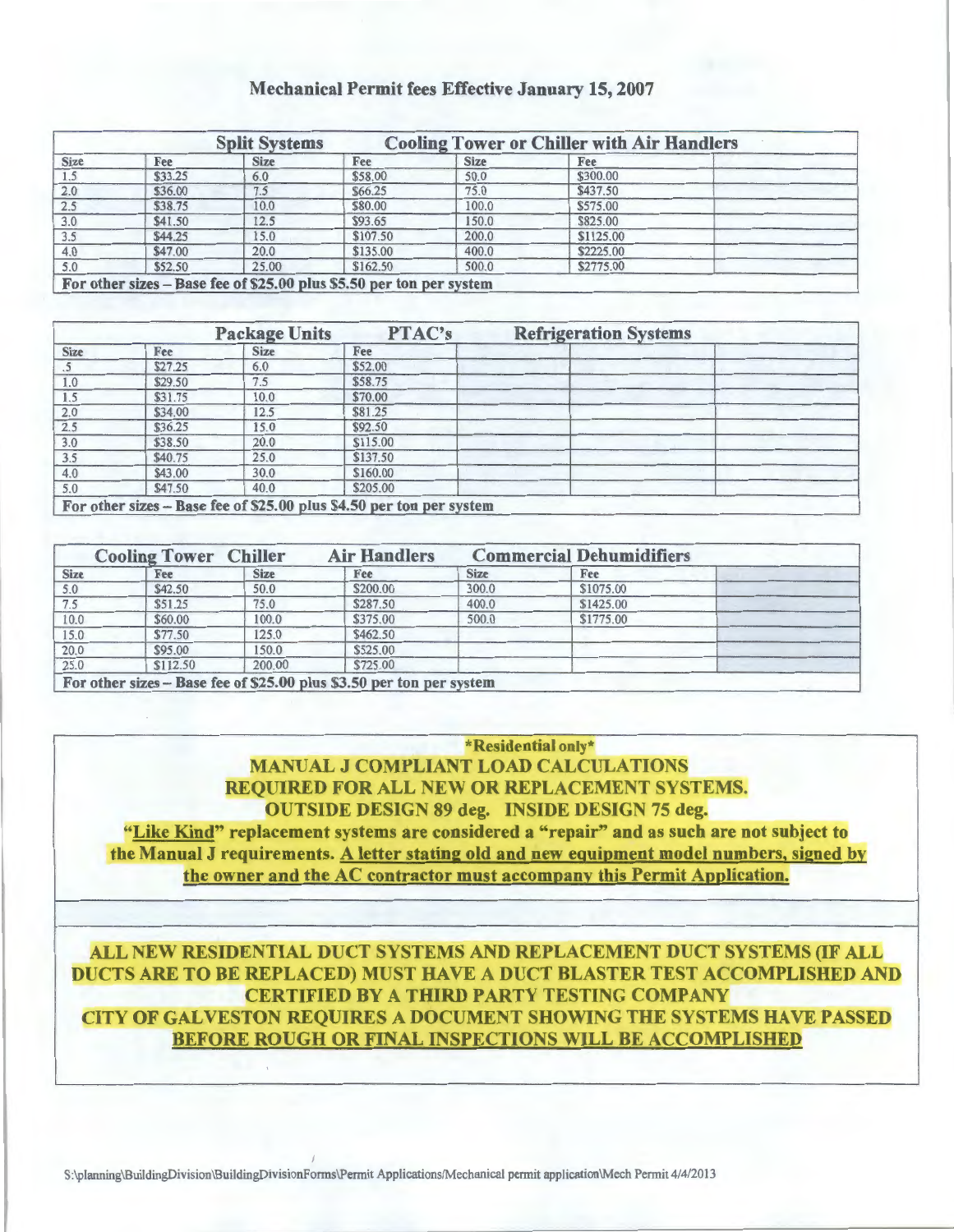# Mechanical Permit fees Effective January 15, 2007

| Split Systems | | | | Cooling Tower or Chiller with Air Handlers | | |
|---|---|---|---|---|---|---|
| Size | Fee | Size | Fee | Size | Fee | |
| 1.5 | $33.25 | 6.0 | $58.00 | 50.0 | $300.00 | |
| 2.0 | $36.00 | 7.5 | $66.25 | 75.0 | $437.50 | |
| 2.5 | $38.75 | 10.0 | $80.00 | 100.0 | $575.00 | |
| 3.0 | $41.50 | 12.5 | $93.65 | 150.0 | $825.00 | |
| 3.5 | $44.25 | 15.0 | $107.50 | 200.0 | $1125.00 | |
| 4.0 | $47.00 | 20.0 | $135.00 | 400.0 | $2225.00 | |
| 5.0 | $52.50 | 25.00 | $162.50 | 500.0 | $2775.00 | |
| For other sizes – Base fee of $25.00 plus $5.50 per ton per system | | | | | | |

| Package Units | | PTAC's | | Refrigeration Systems | | |
|---|---|---|---|---|---|---|
| Size | Fee | Size | Fee | | | |
| .5 | $27.25 | 6.0 | $52.00 | | | |
| 1.0 | $29.50 | 7.5 | $58.75 | | | |
| 1.5 | $31.75 | 10.0 | $70.00 | | | |
| 2.0 | $34.00 | 12.5 | $81.25 | | | |
| 2.5 | $36.25 | 15.0 | $92.50 | | | |
| 3.0 | $38.50 | 20.0 | $115.00 | | | |
| 3.5 | $40.75 | 25.0 | $137.50 | | | |
| 4.0 | $43.00 | 30.0 | $160.00 | | | |
| 5.0 | $47.50 | 40.0 | $205.00 | | | |
| For other sizes – Base fee of $25.00 plus $4.50 per ton per system | | | | | | |

| Cooling Tower Chiller | | Air Handlers | | Commercial Dehumidifiers | | |
|---|---|---|---|---|---|---|
| Size | Fee | Size | Fee | Size | Fee | |
| 5.0 | $42.50 | 50.0 | $200.00 | 300.0 | $1075.00 | |
| 7.5 | $51.25 | 75.0 | $287.50 | 400.0 | $1425.00 | |
| 10.0 | $60.00 | 100.0 | $375.00 | 500.0 | $1775.00 | |
| 15.0 | $77.50 | 125.0 | $462.50 | | | |
| 20.0 | $95.00 | 150.0 | $525.00 | | | |
| 25.0 | $112.50 | 200.00 | $725.00 | | | |
| For other sizes – Base fee of $25.00 plus $3.50 per ton per system | | | | | | |

**\*Residential only\***

**MANUAL J COMPLIANT LOAD CALCULATIONS REQUIRED FOR ALL NEW OR REPLACEMENT SYSTEMS. OUTSIDE DESIGN 89 deg. INSIDE DESIGN 75 deg.**

**"Like Kind" replacement systems are considered a "repair" and as such are not subject to the Manual J requirements. A letter stating old and new equipment model numbers, signed by the owner and the AC contractor must accompany this Permit Application.**

**ALL NEW RESIDENTIAL DUCT SYSTEMS AND REPLACEMENT DUCT SYSTEMS (IF ALL DUCTS ARE TO BE REPLACED) MUST HAVE A DUCT BLASTER TEST ACCOMPLISHED AND CERTIFIED BY A THIRD PARTY TESTING COMPANY**
**CITY OF GALVESTON REQUIRES A DOCUMENT SHOWING THE SYSTEMS HAVE PASSED BEFORE ROUGH OR FINAL INSPECTIONS WILL BE ACCOMPLISHED**

S:\planning\BuildingDivision\BuildingDivisionForms\Permit Applications/Mechanical permit application\Mech Permit 4/4/2013